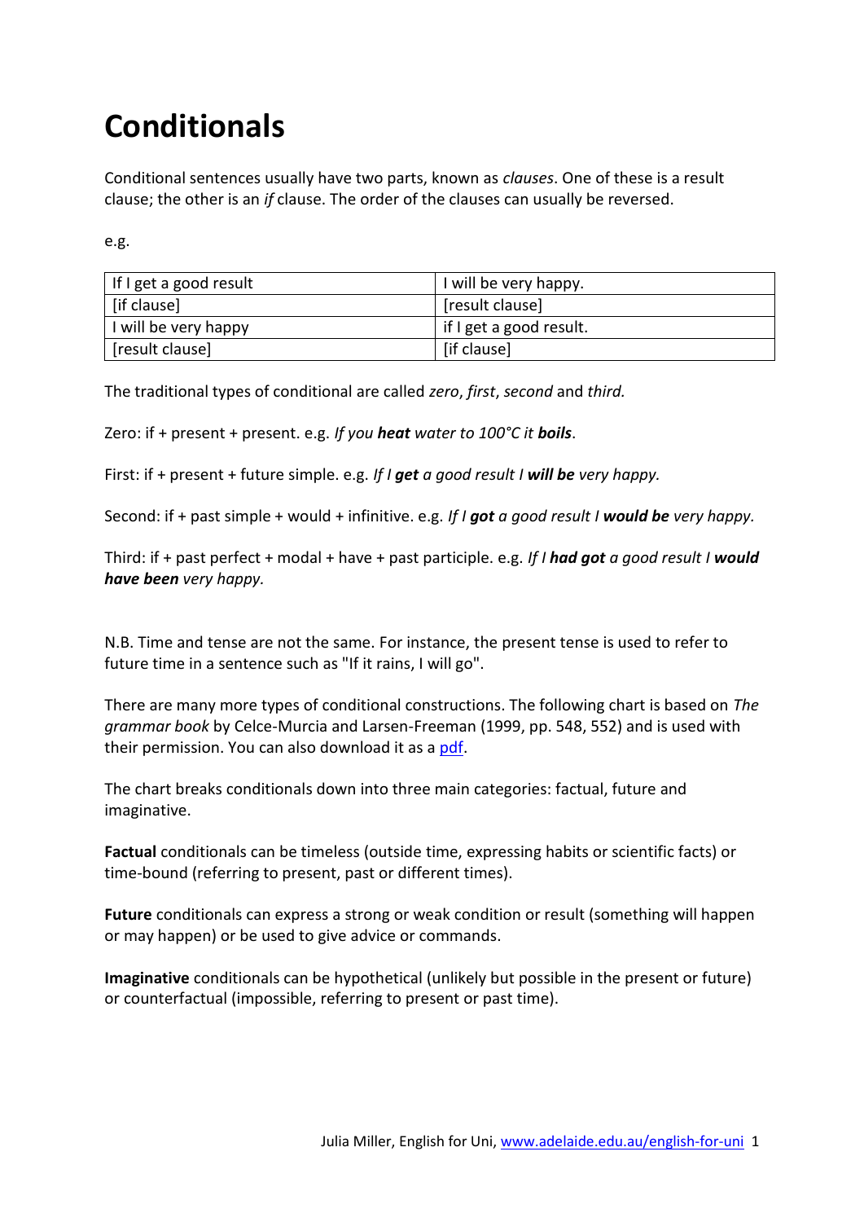# Conditionals

Conditional sentences usually have two parts, known as *clauses*. One of these is a result clause; the other is an *if* clause. The order of the clauses can usually be reversed.

e.g.

| | |
|---|---|
| If I get a good result | I will be very happy. |
| [if clause] | [result clause] |
| I will be very happy | if I get a good result. |
| [result clause] | [if clause] |

The traditional types of conditional are called *zero*, *first*, *second* and *third.*

Zero: if + present + present. e.g. *If you **heat** water to 100°C it **boils***.

First: if + present + future simple. e.g. *If I **get** a good result I **will be** very happy.*

Second: if + past simple + would + infinitive. e.g. *If I **got** a good result I **would be** very happy.*

Third: if + past perfect + modal + have + past participle. e.g. *If I **had got** a good result I **would have been** very happy.*

N.B. Time and tense are not the same. For instance, the present tense is used to refer to future time in a sentence such as "If it rains, I will go".

There are many more types of conditional constructions. The following chart is based on *The grammar book* by Celce-Murcia and Larsen-Freeman (1999, pp. 548, 552) and is used with their permission. You can also download it as a pdf.

The chart breaks conditionals down into three main categories: factual, future and imaginative.

**Factual** conditionals can be timeless (outside time, expressing habits or scientific facts) or time-bound (referring to present, past or different times).

**Future** conditionals can express a strong or weak condition or result (something will happen or may happen) or be used to give advice or commands.

**Imaginative** conditionals can be hypothetical (unlikely but possible in the present or future) or counterfactual (impossible, referring to present or past time).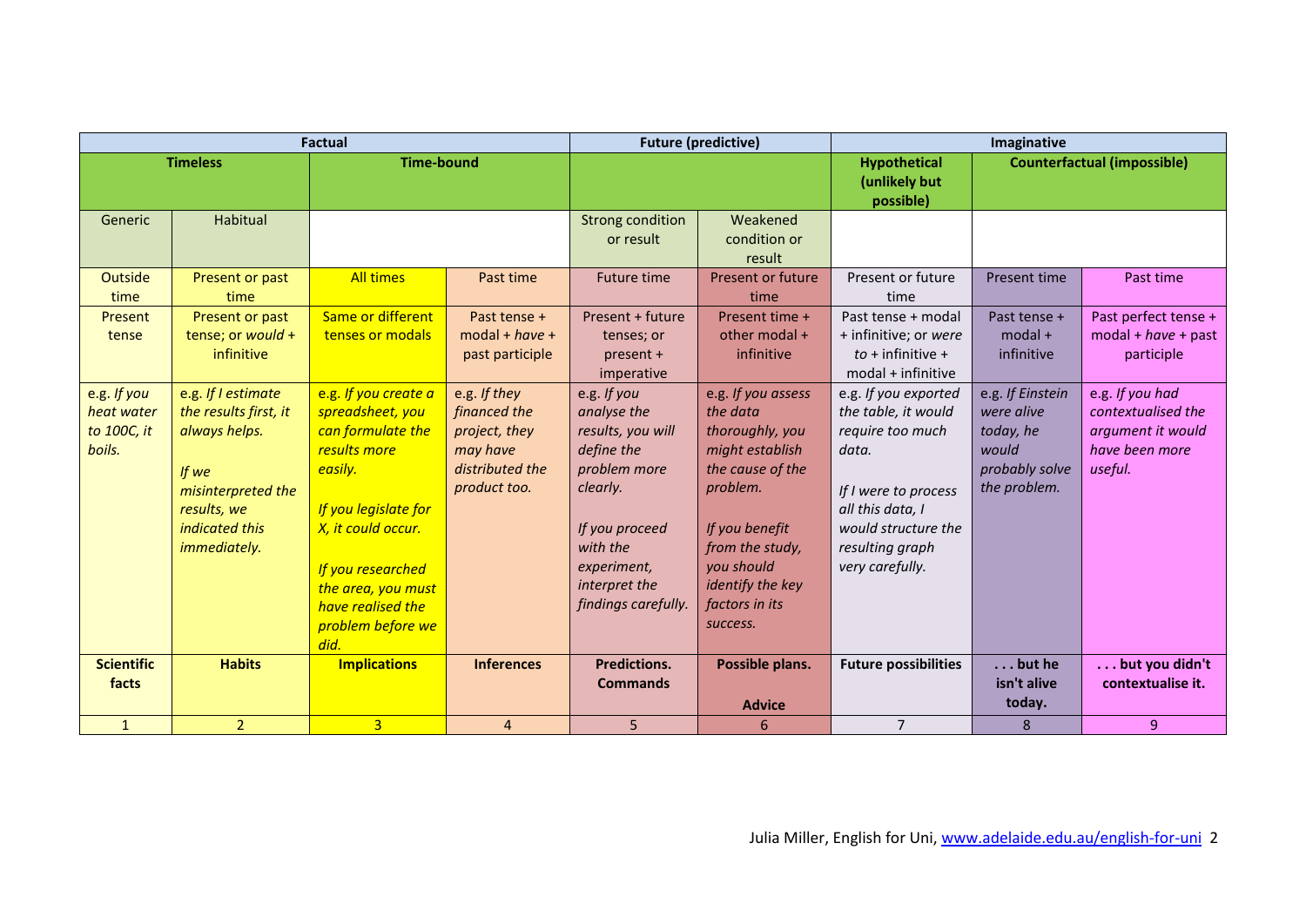| Factual | | | | Future (predictive) | | Imaginative | | |
|---|---|---|---|---|---|---|---|---|
| Timeless | | Time-bound | | | | Hypothetical (unlikely but possible) | Counterfactual (impossible) | |
| Generic | Habitual | | | Strong condition or result | Weakened condition or result | | | |
| Outside time | Present or past time | All times | Past time | Future time | Present or future time | Present or future time | Present time | Past time |
| Present tense | Present or past tense; or *would* + infinitive | Same or different tenses or modals | Past tense + modal + *have* + past participle | Present + future tenses; or present + imperative | Present time + other modal + infinitive | Past tense + modal + infinitive; or *were to* + infinitive + modal + infinitive | Past tense + modal + infinitive | Past perfect tense + modal + *have* + past participle |
| e.g. *If you heat water to 100C, it boils.* | e.g. *If I estimate the results first, it always helps.* *If we misinterpreted the results, we indicated this immediately.* | e.g. *If you create a spreadsheet, you can formulate the results more easily.* *If you legislate for X, it could occur.* *If you researched the area, you must have realised the problem before we did.* | e.g. *If they financed the project, they may have distributed the product too.* | e.g. *If you analyse the results, you will define the problem more clearly.* *If you proceed with the experiment, interpret the findings carefully.* | e.g. *If you assess the data thoroughly, you might establish the cause of the problem.* *If you benefit from the study, you should identify the key factors in its success.* | e.g. *If you exported the table, it would require too much data.* *If I were to process all this data, I would structure the resulting graph very carefully.* | e.g. *If Einstein were alive today, he would probably solve the problem.* | e.g. *If you had contextualised the argument it would have been more useful.* |
| **Scientific facts** | **Habits** | **Implications** | **Inferences** | **Predictions. Commands** | **Possible plans. Advice** | **Future possibilities** | **. . . but he isn't alive today.** | **. . . but you didn't contextualise it.** |
| 1 | 2 | 3 | 4 | 5 | 6 | 7 | 8 | 9 |

Julia Miller, English for Uni, www.adelaide.edu.au/english-for-uni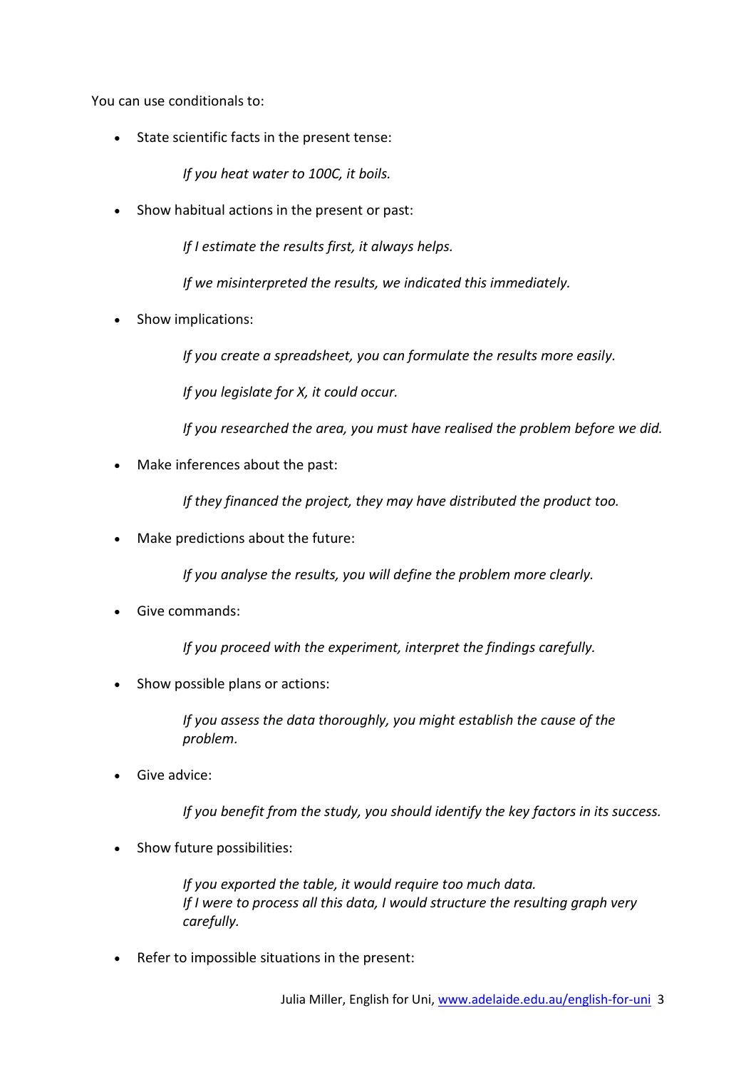You can use conditionals to:

- State scientific facts in the present tense:

  *If you heat water to 100C, it boils.*

- Show habitual actions in the present or past:

  *If I estimate the results first, it always helps.*

  *If we misinterpreted the results, we indicated this immediately.*

- Show implications:

  *If you create a spreadsheet, you can formulate the results more easily.*

  *If you legislate for X, it could occur.*

  *If you researched the area, you must have realised the problem before we did.*

- Make inferences about the past:

  *If they financed the project, they may have distributed the product too.*

- Make predictions about the future:

  *If you analyse the results, you will define the problem more clearly.*

- Give commands:

  *If you proceed with the experiment, interpret the findings carefully.*

- Show possible plans or actions:

  *If you assess the data thoroughly, you might establish the cause of the problem.*

- Give advice:

  *If you benefit from the study, you should identify the key factors in its success.*

- Show future possibilities:

  *If you exported the table, it would require too much data.*
  *If I were to process all this data, I would structure the resulting graph very carefully.*

- Refer to impossible situations in the present: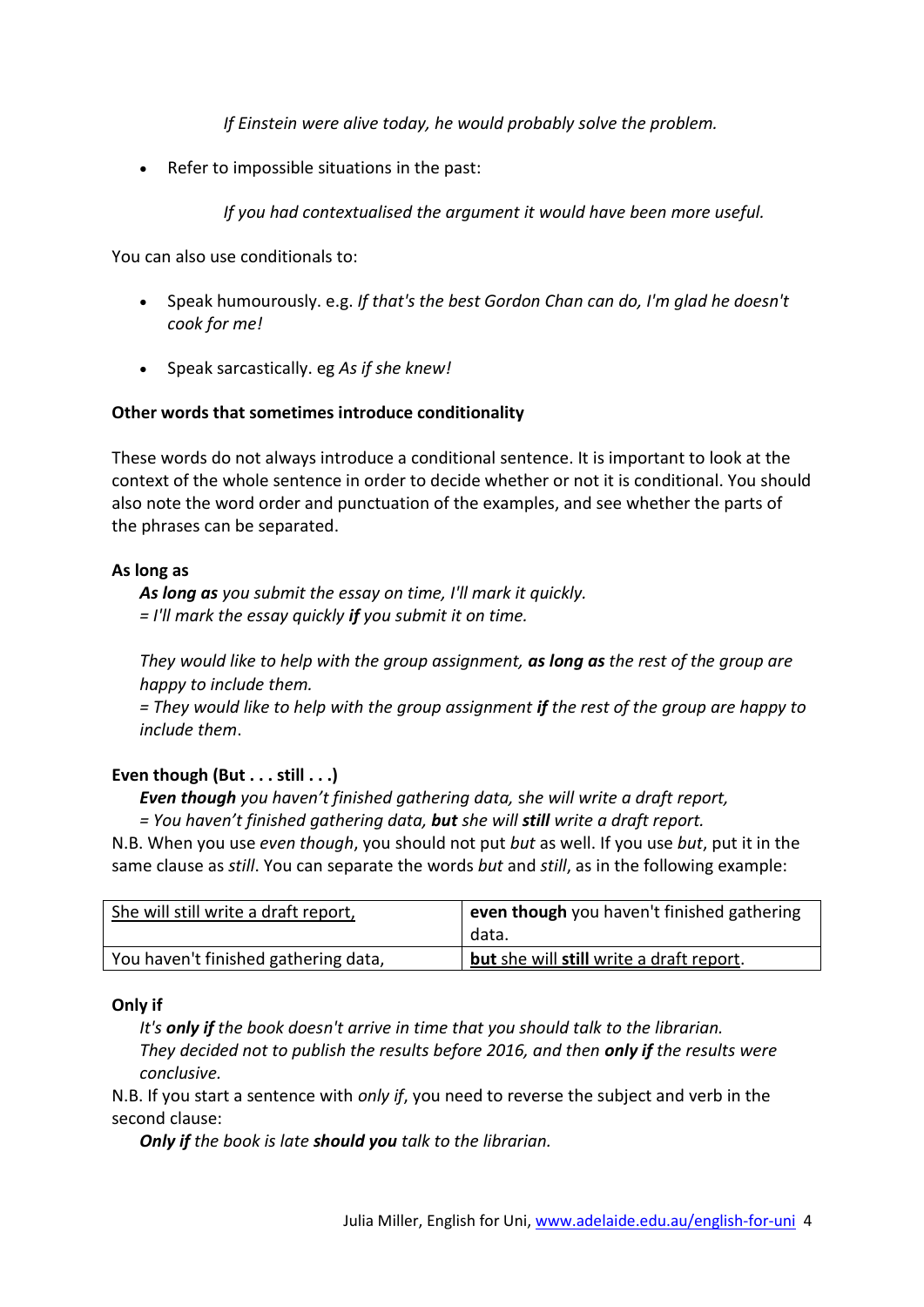*If Einstein were alive today, he would probably solve the problem.*

- Refer to impossible situations in the past:

  *If you had contextualised the argument it would have been more useful.*

You can also use conditionals to:

- Speak humourously. e.g. *If that's the best Gordon Chan can do, I'm glad he doesn't cook for me!*
- Speak sarcastically. eg *As if she knew!*

**Other words that sometimes introduce conditionality**

These words do not always introduce a conditional sentence. It is important to look at the context of the whole sentence in order to decide whether or not it is conditional. You should also note the word order and punctuation of the examples, and see whether the parts of the phrases can be separated.

**As long as**

***As long as*** *you submit the essay on time, I'll mark it quickly.*
*= I'll mark the essay quickly **if** you submit it on time.*

*They would like to help with the group assignment, **as long as** the rest of the group are happy to include them.*
*= They would like to help with the group assignment **if** the rest of the group are happy to include them*.

**Even though (But . . . still . . .)**

***Even though*** *you haven't finished gathering data,* she *will write a draft report,*
*= You haven't finished gathering data, **but** she will **still** write a draft report.*

N.B. When you use *even though*, you should not put *but* as well. If you use *but*, put it in the same clause as *still*. You can separate the words *but* and *still*, as in the following example:

| She will still write a draft report, | **even though** you haven't finished gathering data. |
|---|---|
| You haven't finished gathering data, | **but** she will **still** write a draft report. |

**Only if**

*It's **only if** the book doesn't arrive in time that you should talk to the librarian.*
*They decided not to publish the results before 2016, and then **only if** the results were conclusive.*

N.B. If you start a sentence with *only if*, you need to reverse the subject and verb in the second clause:

***Only if*** *the book is late **should you** talk to the librarian.*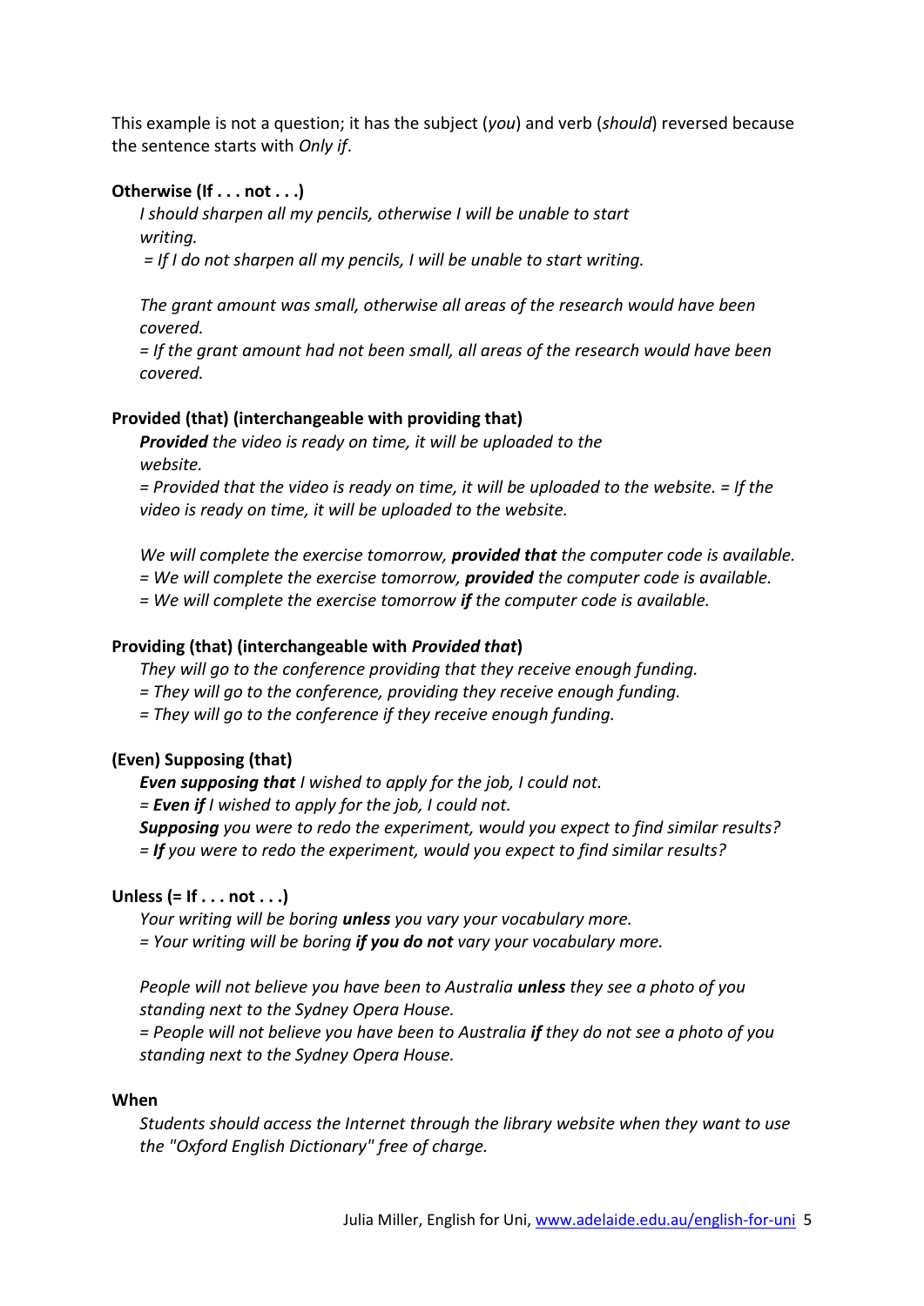This example is not a question; it has the subject (*you*) and verb (*should*) reversed because the sentence starts with *Only if*.

**Otherwise (If . . . not . . .)**

*I should sharpen all my pencils, otherwise I will be unable to start writing.*

*= If I do not sharpen all my pencils, I will be unable to start writing.*

*The grant amount was small, otherwise all areas of the research would have been covered.*

*= If the grant amount had not been small, all areas of the research would have been covered.*

**Provided (that) (interchangeable with providing that)**

***Provided*** *the video is ready on time, it will be uploaded to the website.*

*= Provided that the video is ready on time, it will be uploaded to the website. = If the video is ready on time, it will be uploaded to the website.*

*We will complete the exercise tomorrow,* ***provided that*** *the computer code is available.*

*= We will complete the exercise tomorrow,* ***provided*** *the computer code is available.*

*= We will complete the exercise tomorrow* ***if*** *the computer code is available.*

**Providing (that) (interchangeable with *Provided that*)**

*They will go to the conference providing that they receive enough funding.*

*= They will go to the conference, providing they receive enough funding.*

*= They will go to the conference if they receive enough funding.*

**(Even) Supposing (that)**

***Even supposing that*** *I wished to apply for the job, I could not.*

*=* ***Even if*** *I wished to apply for the job, I could not.*

***Supposing*** *you were to redo the experiment, would you expect to find similar results?*

*=* ***If*** *you were to redo the experiment, would you expect to find similar results?*

**Unless (= If . . . not . . .)**

*Your writing will be boring* ***unless*** *you vary your vocabulary more.*

*= Your writing will be boring* ***if you do not*** *vary your vocabulary more.*

*People will not believe you have been to Australia* ***unless*** *they see a photo of you standing next to the Sydney Opera House.*

*= People will not believe you have been to Australia* ***if*** *they do not see a photo of you standing next to the Sydney Opera House.*

**When**

*Students should access the Internet through the library website when they want to use the "Oxford English Dictionary" free of charge.*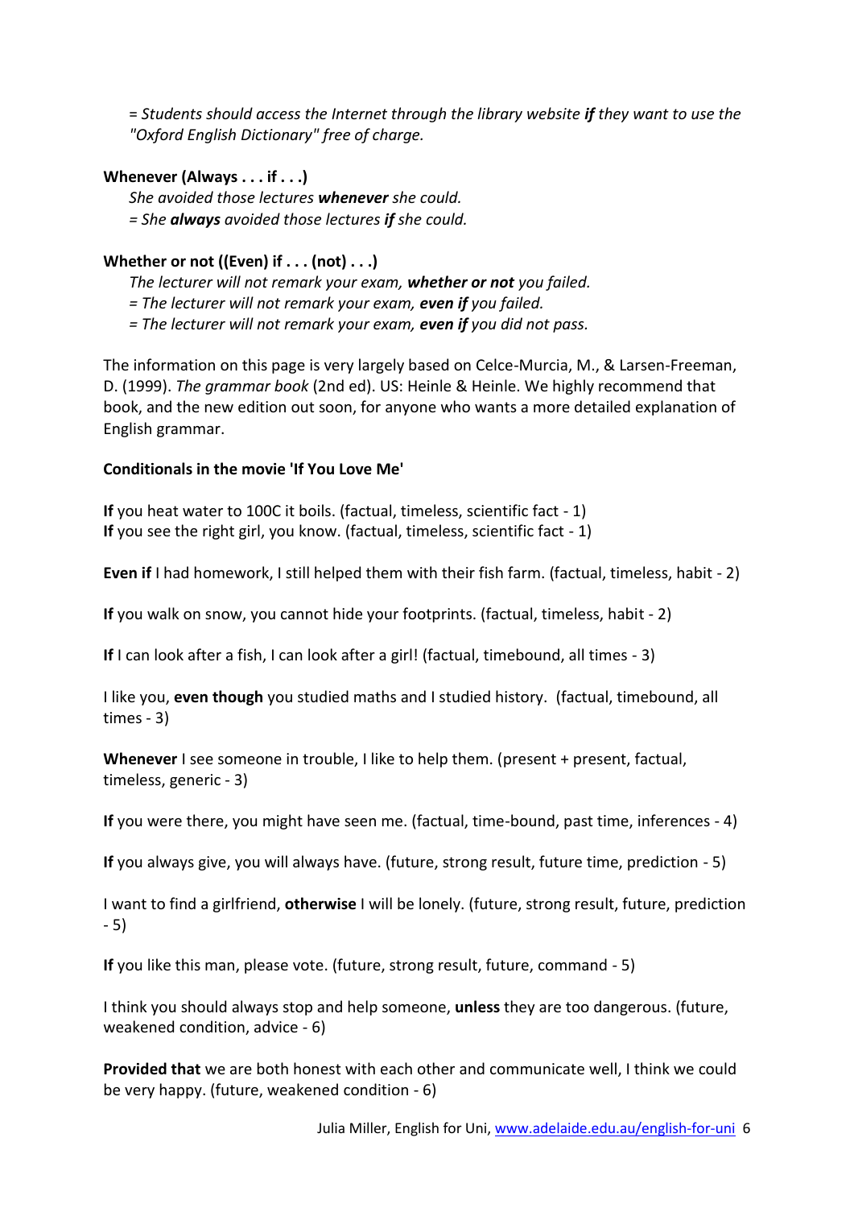= *Students should access the Internet through the library website **if** they want to use the "Oxford English Dictionary" free of charge.*

**Whenever (Always . . . if . . .)**

*She avoided those lectures **whenever** she could.*
*= She **always** avoided those lectures **if** she could.*

**Whether or not ((Even) if . . . (not) . . .)**

*The lecturer will not remark your exam, **whether or not** you failed.*
*= The lecturer will not remark your exam, **even if** you failed.*
*= The lecturer will not remark your exam, **even if** you did not pass.*

The information on this page is very largely based on Celce-Murcia, M., & Larsen-Freeman, D. (1999). *The grammar book* (2nd ed). US: Heinle & Heinle. We highly recommend that book, and the new edition out soon, for anyone who wants a more detailed explanation of English grammar.

**Conditionals in the movie 'If You Love Me'**

**If** you heat water to 100C it boils. (factual, timeless, scientific fact - 1)
**If** you see the right girl, you know. (factual, timeless, scientific fact - 1)

**Even if** I had homework, I still helped them with their fish farm. (factual, timeless, habit - 2)

**If** you walk on snow, you cannot hide your footprints. (factual, timeless, habit - 2)

**If** I can look after a fish, I can look after a girl! (factual, timebound, all times - 3)

I like you, **even though** you studied maths and I studied history. (factual, timebound, all times - 3)

**Whenever** I see someone in trouble, I like to help them. (present + present, factual, timeless, generic - 3)

**If** you were there, you might have seen me. (factual, time-bound, past time, inferences - 4)

**If** you always give, you will always have. (future, strong result, future time, prediction - 5)

I want to find a girlfriend, **otherwise** I will be lonely. (future, strong result, future, prediction - 5)

**If** you like this man, please vote. (future, strong result, future, command - 5)

I think you should always stop and help someone, **unless** they are too dangerous. (future, weakened condition, advice - 6)

**Provided that** we are both honest with each other and communicate well, I think we could be very happy. (future, weakened condition - 6)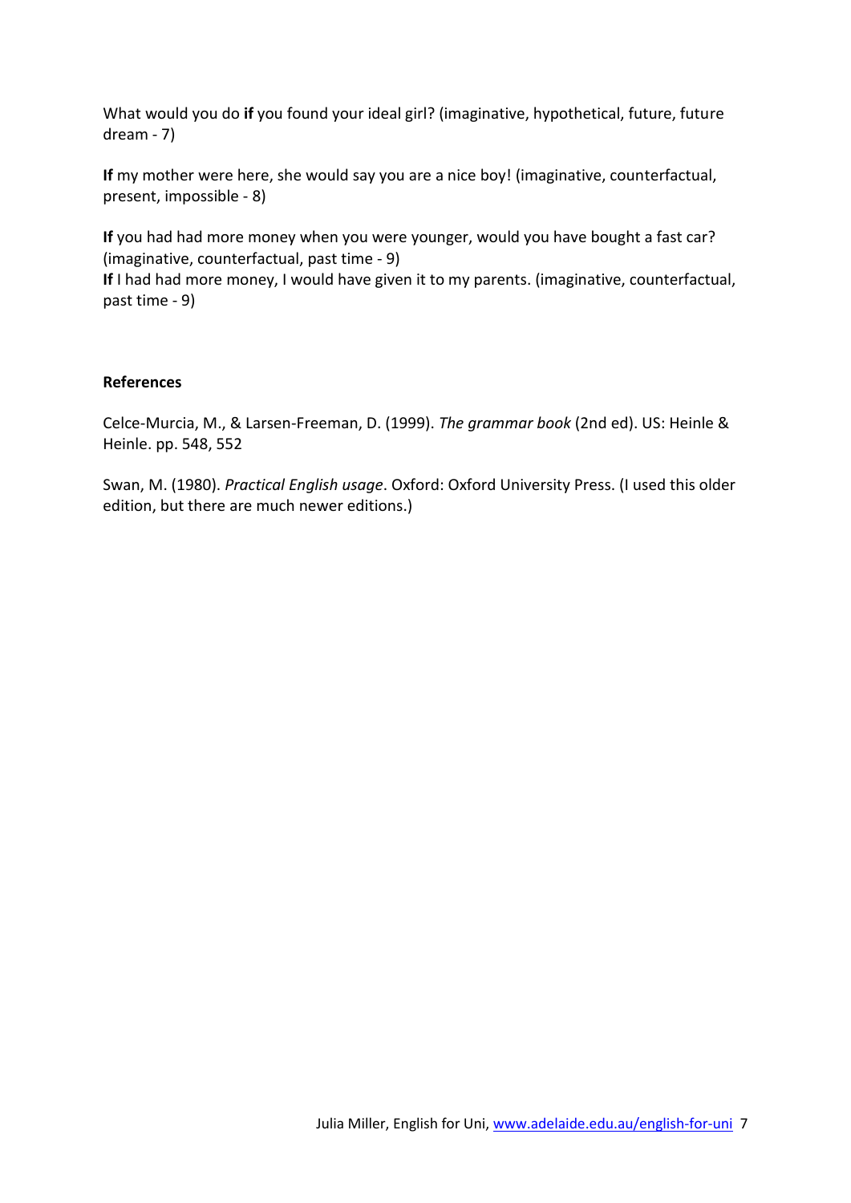What would you do **if** you found your ideal girl? (imaginative, hypothetical, future, future dream - 7)

**If** my mother were here, she would say you are a nice boy! (imaginative, counterfactual, present, impossible - 8)

**If** you had had more money when you were younger, would you have bought a fast car? (imaginative, counterfactual, past time - 9)
**If** I had had more money, I would have given it to my parents. (imaginative, counterfactual, past time - 9)

**References**

Celce-Murcia, M., & Larsen-Freeman, D. (1999). *The grammar book* (2nd ed). US: Heinle & Heinle. pp. 548, 552

Swan, M. (1980). *Practical English usage*. Oxford: Oxford University Press. (I used this older edition, but there are much newer editions.)

Julia Miller, English for Uni, www.adelaide.edu.au/english-for-uni